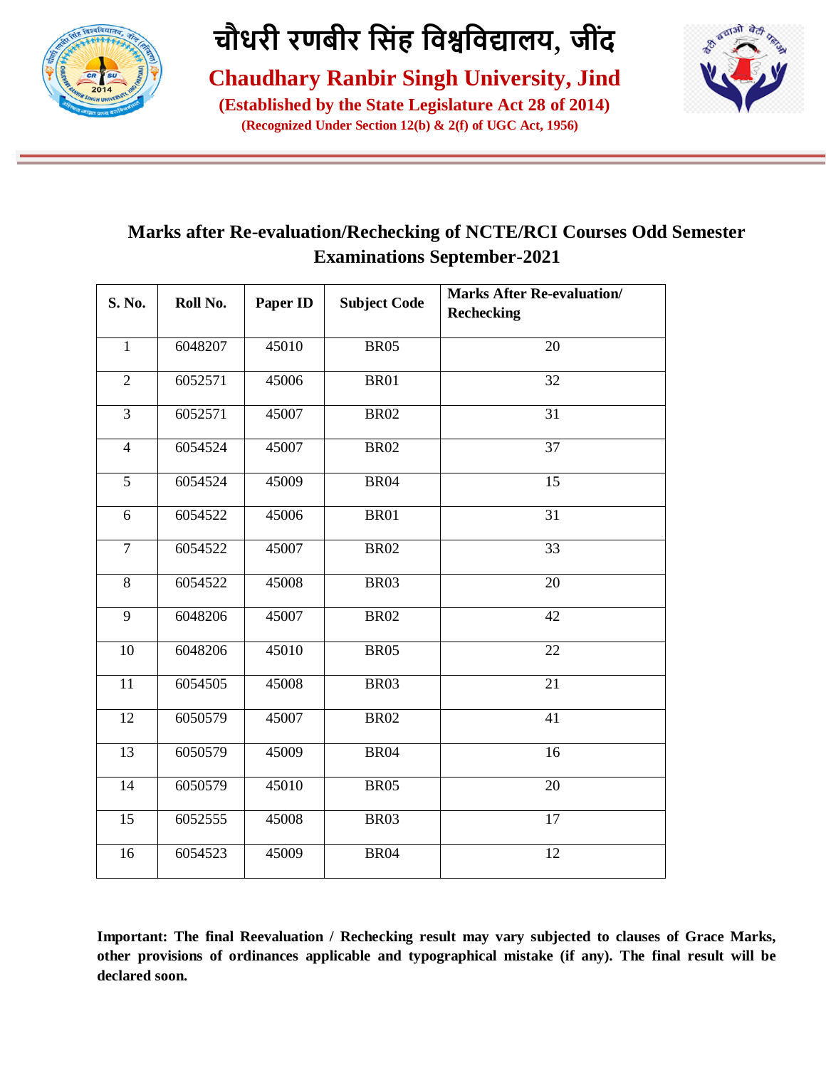# चौधरी रणबीर सिंह विश्वविद्यालय, जींद

## Chaudhary Ranbir Singh University, Jind

**(Established by the State Legislature Act 28 of 2014)**

**(Recognized Under Section 12(b) & 2(f) of UGC Act, 1956)**

## Marks after Re-evaluation/Rechecking of NCTE/RCI Courses Odd Semester Examinations September-2021

| S. No. | Roll No. | Paper ID | Subject Code | Marks After Re-evaluation/ Rechecking |
|---|---|---|---|---|
| 1 | 6048207 | 45010 | BR05 | 20 |
| 2 | 6052571 | 45006 | BR01 | 32 |
| 3 | 6052571 | 45007 | BR02 | 31 |
| 4 | 6054524 | 45007 | BR02 | 37 |
| 5 | 6054524 | 45009 | BR04 | 15 |
| 6 | 6054522 | 45006 | BR01 | 31 |
| 7 | 6054522 | 45007 | BR02 | 33 |
| 8 | 6054522 | 45008 | BR03 | 20 |
| 9 | 6048206 | 45007 | BR02 | 42 |
| 10 | 6048206 | 45010 | BR05 | 22 |
| 11 | 6054505 | 45008 | BR03 | 21 |
| 12 | 6050579 | 45007 | BR02 | 41 |
| 13 | 6050579 | 45009 | BR04 | 16 |
| 14 | 6050579 | 45010 | BR05 | 20 |
| 15 | 6052555 | 45008 | BR03 | 17 |
| 16 | 6054523 | 45009 | BR04 | 12 |

**Important: The final Reevaluation / Rechecking result may vary subjected to clauses of Grace Marks, other provisions of ordinances applicable and typographical mistake (if any). The final result will be declared soon.**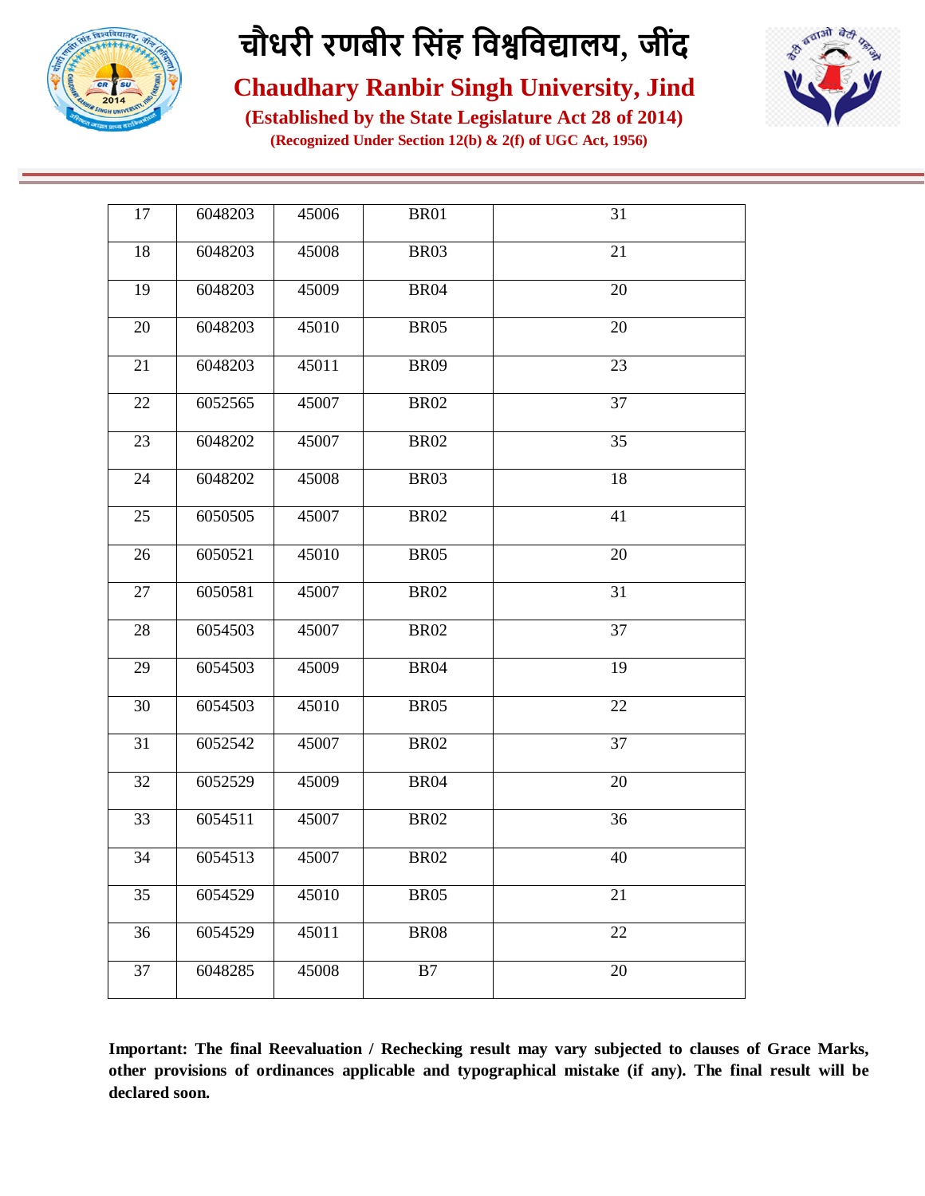| | | | | |
|---|---|---|---|---|
| 17 | 6048203 | 45006 | BR01 | 31 |
| 18 | 6048203 | 45008 | BR03 | 21 |
| 19 | 6048203 | 45009 | BR04 | 20 |
| 20 | 6048203 | 45010 | BR05 | 20 |
| 21 | 6048203 | 45011 | BR09 | 23 |
| 22 | 6052565 | 45007 | BR02 | 37 |
| 23 | 6048202 | 45007 | BR02 | 35 |
| 24 | 6048202 | 45008 | BR03 | 18 |
| 25 | 6050505 | 45007 | BR02 | 41 |
| 26 | 6050521 | 45010 | BR05 | 20 |
| 27 | 6050581 | 45007 | BR02 | 31 |
| 28 | 6054503 | 45007 | BR02 | 37 |
| 29 | 6054503 | 45009 | BR04 | 19 |
| 30 | 6054503 | 45010 | BR05 | 22 |
| 31 | 6052542 | 45007 | BR02 | 37 |
| 32 | 6052529 | 45009 | BR04 | 20 |
| 33 | 6054511 | 45007 | BR02 | 36 |
| 34 | 6054513 | 45007 | BR02 | 40 |
| 35 | 6054529 | 45010 | BR05 | 21 |
| 36 | 6054529 | 45011 | BR08 | 22 |
| 37 | 6048285 | 45008 | B7 | 20 |

**Important: The final Reevaluation / Rechecking result may vary subjected to clauses of Grace Marks, other provisions of ordinances applicable and typographical mistake (if any). The final result will be declared soon.**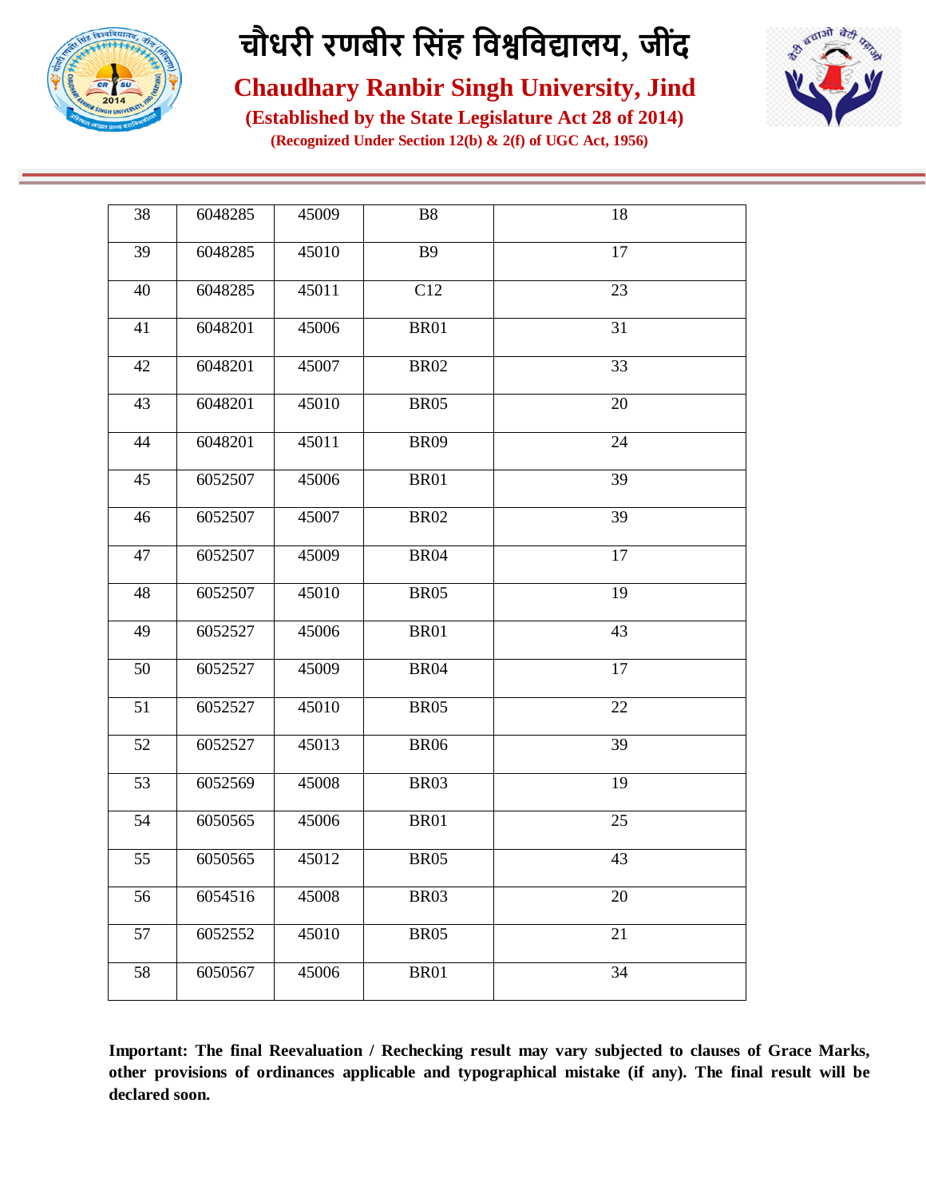| 38 | 6048285 | 45009 | B8 | 18 |
|---|---|---|---|---|
| 39 | 6048285 | 45010 | B9 | 17 |
| 40 | 6048285 | 45011 | C12 | 23 |
| 41 | 6048201 | 45006 | BR01 | 31 |
| 42 | 6048201 | 45007 | BR02 | 33 |
| 43 | 6048201 | 45010 | BR05 | 20 |
| 44 | 6048201 | 45011 | BR09 | 24 |
| 45 | 6052507 | 45006 | BR01 | 39 |
| 46 | 6052507 | 45007 | BR02 | 39 |
| 47 | 6052507 | 45009 | BR04 | 17 |
| 48 | 6052507 | 45010 | BR05 | 19 |
| 49 | 6052527 | 45006 | BR01 | 43 |
| 50 | 6052527 | 45009 | BR04 | 17 |
| 51 | 6052527 | 45010 | BR05 | 22 |
| 52 | 6052527 | 45013 | BR06 | 39 |
| 53 | 6052569 | 45008 | BR03 | 19 |
| 54 | 6050565 | 45006 | BR01 | 25 |
| 55 | 6050565 | 45012 | BR05 | 43 |
| 56 | 6054516 | 45008 | BR03 | 20 |
| 57 | 6052552 | 45010 | BR05 | 21 |
| 58 | 6050567 | 45006 | BR01 | 34 |

**Important: The final Reevaluation / Rechecking result may vary subjected to clauses of Grace Marks, other provisions of ordinances applicable and typographical mistake (if any). The final result will be declared soon.**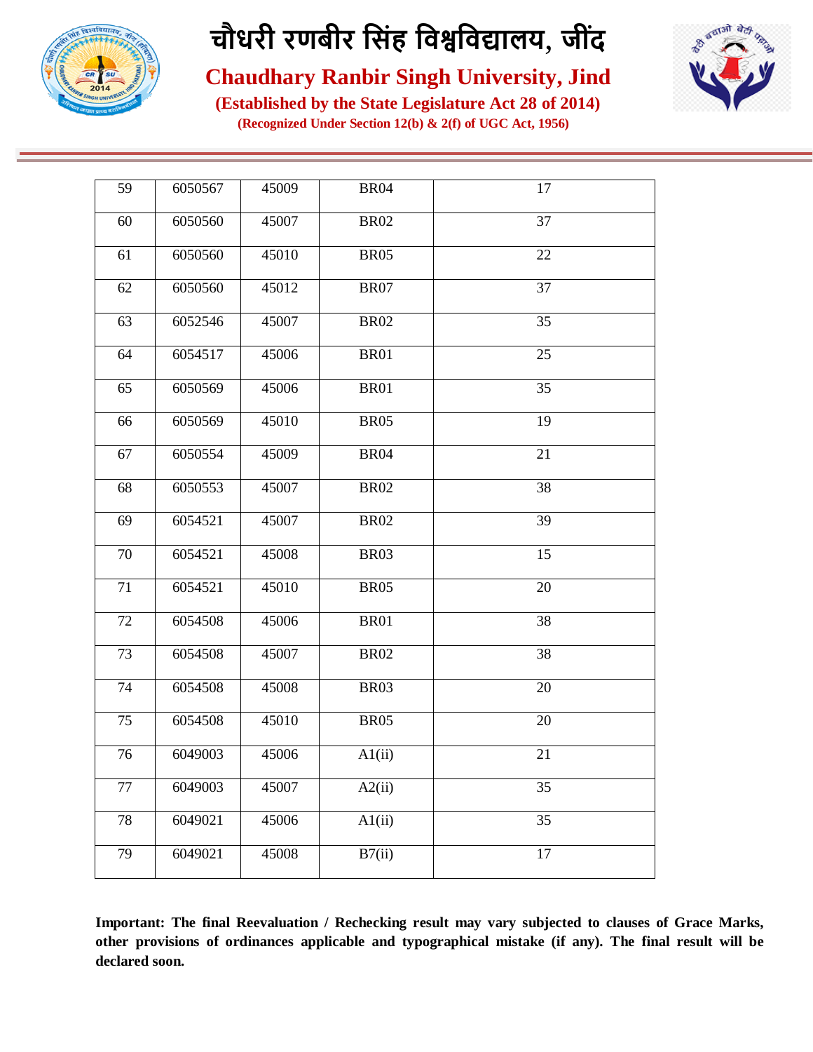# चौधरी रणबीर सिंह विश्वविद्यालय, जींद

## Chaudhary Ranbir Singh University, Jind

**(Established by the State Legislature Act 28 of 2014)**

**(Recognized Under Section 12(b) & 2(f) of UGC Act, 1956)**

| 59 | 6050567 | 45009 | BR04 | 17 |
|---|---|---|---|---|
| 60 | 6050560 | 45007 | BR02 | 37 |
| 61 | 6050560 | 45010 | BR05 | 22 |
| 62 | 6050560 | 45012 | BR07 | 37 |
| 63 | 6052546 | 45007 | BR02 | 35 |
| 64 | 6054517 | 45006 | BR01 | 25 |
| 65 | 6050569 | 45006 | BR01 | 35 |
| 66 | 6050569 | 45010 | BR05 | 19 |
| 67 | 6050554 | 45009 | BR04 | 21 |
| 68 | 6050553 | 45007 | BR02 | 38 |
| 69 | 6054521 | 45007 | BR02 | 39 |
| 70 | 6054521 | 45008 | BR03 | 15 |
| 71 | 6054521 | 45010 | BR05 | 20 |
| 72 | 6054508 | 45006 | BR01 | 38 |
| 73 | 6054508 | 45007 | BR02 | 38 |
| 74 | 6054508 | 45008 | BR03 | 20 |
| 75 | 6054508 | 45010 | BR05 | 20 |
| 76 | 6049003 | 45006 | A1(ii) | 21 |
| 77 | 6049003 | 45007 | A2(ii) | 35 |
| 78 | 6049021 | 45006 | A1(ii) | 35 |
| 79 | 6049021 | 45008 | B7(ii) | 17 |

**Important: The final Reevaluation / Rechecking result may vary subjected to clauses of Grace Marks, other provisions of ordinances applicable and typographical mistake (if any). The final result will be declared soon.**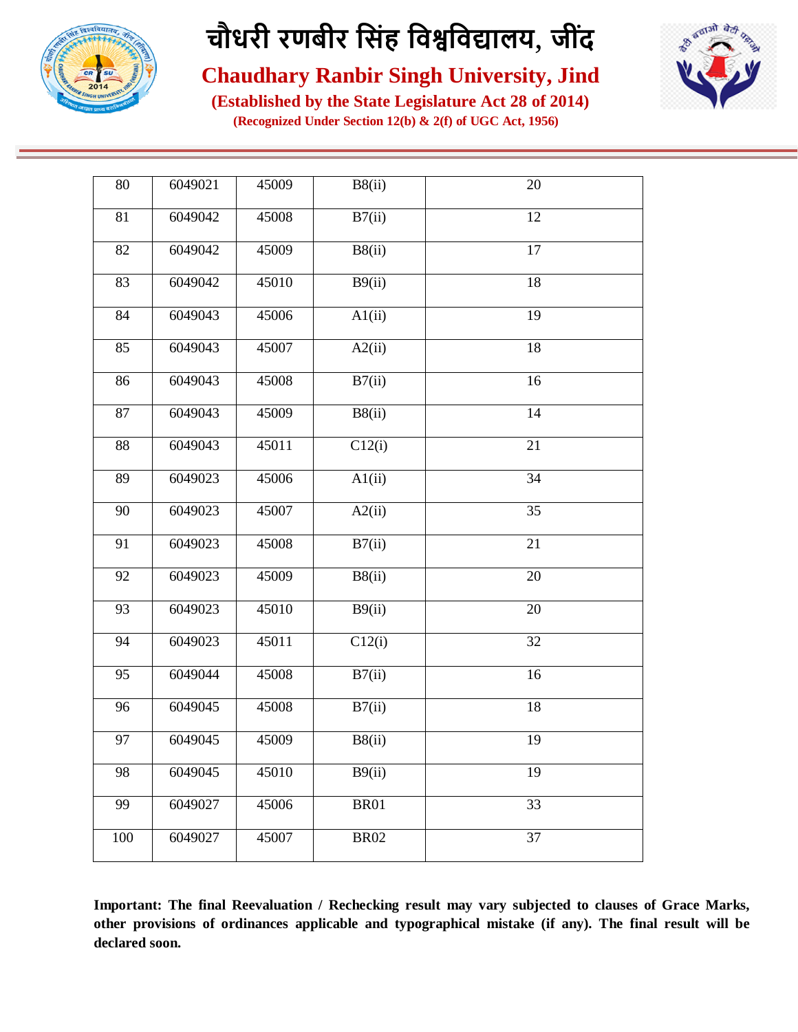| 80 | 6049021 | 45009 | B8(ii) | 20 |
|---|---|---|---|---|
| 81 | 6049042 | 45008 | B7(ii) | 12 |
| 82 | 6049042 | 45009 | B8(ii) | 17 |
| 83 | 6049042 | 45010 | B9(ii) | 18 |
| 84 | 6049043 | 45006 | A1(ii) | 19 |
| 85 | 6049043 | 45007 | A2(ii) | 18 |
| 86 | 6049043 | 45008 | B7(ii) | 16 |
| 87 | 6049043 | 45009 | B8(ii) | 14 |
| 88 | 6049043 | 45011 | C12(i) | 21 |
| 89 | 6049023 | 45006 | A1(ii) | 34 |
| 90 | 6049023 | 45007 | A2(ii) | 35 |
| 91 | 6049023 | 45008 | B7(ii) | 21 |
| 92 | 6049023 | 45009 | B8(ii) | 20 |
| 93 | 6049023 | 45010 | B9(ii) | 20 |
| 94 | 6049023 | 45011 | C12(i) | 32 |
| 95 | 6049044 | 45008 | B7(ii) | 16 |
| 96 | 6049045 | 45008 | B7(ii) | 18 |
| 97 | 6049045 | 45009 | B8(ii) | 19 |
| 98 | 6049045 | 45010 | B9(ii) | 19 |
| 99 | 6049027 | 45006 | BR01 | 33 |
| 100 | 6049027 | 45007 | BR02 | 37 |

**Important: The final Reevaluation / Rechecking result may vary subjected to clauses of Grace Marks, other provisions of ordinances applicable and typographical mistake (if any). The final result will be declared soon.**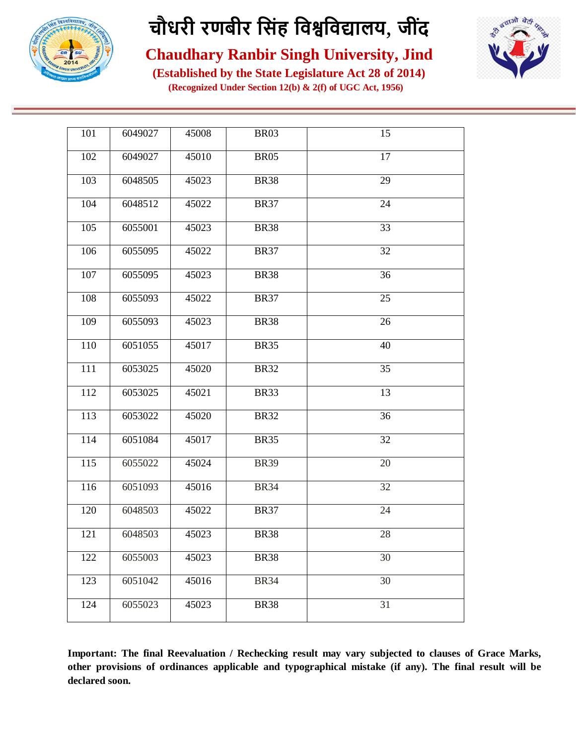| 101 | 6049027 | 45008 | BR03 | 15 |
|---|---|---|---|---|
| 102 | 6049027 | 45010 | BR05 | 17 |
| 103 | 6048505 | 45023 | BR38 | 29 |
| 104 | 6048512 | 45022 | BR37 | 24 |
| 105 | 6055001 | 45023 | BR38 | 33 |
| 106 | 6055095 | 45022 | BR37 | 32 |
| 107 | 6055095 | 45023 | BR38 | 36 |
| 108 | 6055093 | 45022 | BR37 | 25 |
| 109 | 6055093 | 45023 | BR38 | 26 |
| 110 | 6051055 | 45017 | BR35 | 40 |
| 111 | 6053025 | 45020 | BR32 | 35 |
| 112 | 6053025 | 45021 | BR33 | 13 |
| 113 | 6053022 | 45020 | BR32 | 36 |
| 114 | 6051084 | 45017 | BR35 | 32 |
| 115 | 6055022 | 45024 | BR39 | 20 |
| 116 | 6051093 | 45016 | BR34 | 32 |
| 120 | 6048503 | 45022 | BR37 | 24 |
| 121 | 6048503 | 45023 | BR38 | 28 |
| 122 | 6055003 | 45023 | BR38 | 30 |
| 123 | 6051042 | 45016 | BR34 | 30 |
| 124 | 6055023 | 45023 | BR38 | 31 |

**Important: The final Reevaluation / Rechecking result may vary subjected to clauses of Grace Marks, other provisions of ordinances applicable and typographical mistake (if any). The final result will be declared soon.**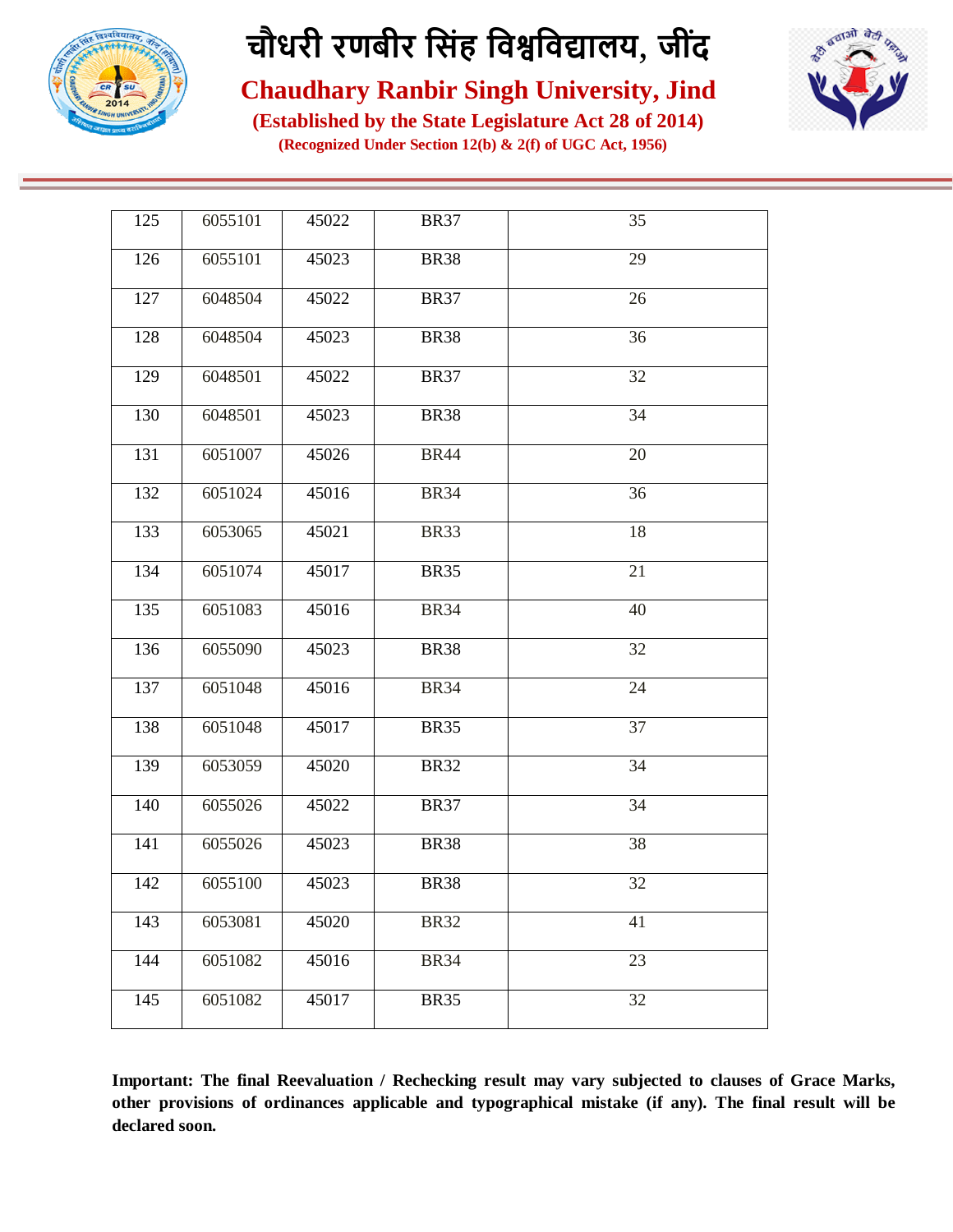# चौधरी रणबीर सिंह विश्वविद्यालय, जींद

## Chaudhary Ranbir Singh University, Jind

**(Established by the State Legislature Act 28 of 2014)**

**(Recognized Under Section 12(b) & 2(f) of UGC Act, 1956)**

| | | | | |
|---|---|---|---|---|
| 125 | 6055101 | 45022 | BR37 | 35 |
| 126 | 6055101 | 45023 | BR38 | 29 |
| 127 | 6048504 | 45022 | BR37 | 26 |
| 128 | 6048504 | 45023 | BR38 | 36 |
| 129 | 6048501 | 45022 | BR37 | 32 |
| 130 | 6048501 | 45023 | BR38 | 34 |
| 131 | 6051007 | 45026 | BR44 | 20 |
| 132 | 6051024 | 45016 | BR34 | 36 |
| 133 | 6053065 | 45021 | BR33 | 18 |
| 134 | 6051074 | 45017 | BR35 | 21 |
| 135 | 6051083 | 45016 | BR34 | 40 |
| 136 | 6055090 | 45023 | BR38 | 32 |
| 137 | 6051048 | 45016 | BR34 | 24 |
| 138 | 6051048 | 45017 | BR35 | 37 |
| 139 | 6053059 | 45020 | BR32 | 34 |
| 140 | 6055026 | 45022 | BR37 | 34 |
| 141 | 6055026 | 45023 | BR38 | 38 |
| 142 | 6055100 | 45023 | BR38 | 32 |
| 143 | 6053081 | 45020 | BR32 | 41 |
| 144 | 6051082 | 45016 | BR34 | 23 |
| 145 | 6051082 | 45017 | BR35 | 32 |

**Important: The final Reevaluation / Rechecking result may vary subjected to clauses of Grace Marks, other provisions of ordinances applicable and typographical mistake (if any). The final result will be declared soon.**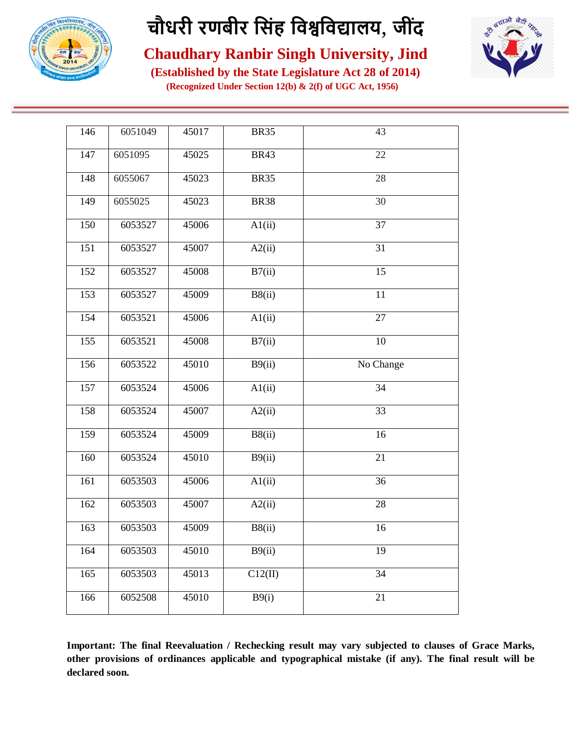| 146 | 6051049 | 45017 | BR35 | 43 |
|---|---|---|---|---|
| 147 | 6051095 | 45025 | BR43 | 22 |
| 148 | 6055067 | 45023 | BR35 | 28 |
| 149 | 6055025 | 45023 | BR38 | 30 |
| 150 | 6053527 | 45006 | A1(ii) | 37 |
| 151 | 6053527 | 45007 | A2(ii) | 31 |
| 152 | 6053527 | 45008 | B7(ii) | 15 |
| 153 | 6053527 | 45009 | B8(ii) | 11 |
| 154 | 6053521 | 45006 | A1(ii) | 27 |
| 155 | 6053521 | 45008 | B7(ii) | 10 |
| 156 | 6053522 | 45010 | B9(ii) | No Change |
| 157 | 6053524 | 45006 | A1(ii) | 34 |
| 158 | 6053524 | 45007 | A2(ii) | 33 |
| 159 | 6053524 | 45009 | B8(ii) | 16 |
| 160 | 6053524 | 45010 | B9(ii) | 21 |
| 161 | 6053503 | 45006 | A1(ii) | 36 |
| 162 | 6053503 | 45007 | A2(ii) | 28 |
| 163 | 6053503 | 45009 | B8(ii) | 16 |
| 164 | 6053503 | 45010 | B9(ii) | 19 |
| 165 | 6053503 | 45013 | C12(II) | 34 |
| 166 | 6052508 | 45010 | B9(i) | 21 |

**Important: The final Reevaluation / Rechecking result may vary subjected to clauses of Grace Marks, other provisions of ordinances applicable and typographical mistake (if any). The final result will be declared soon.**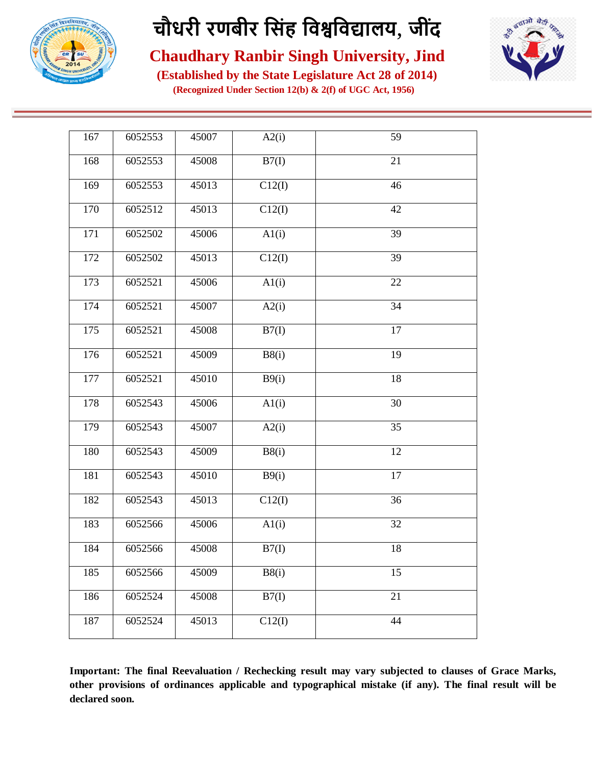# चौधरी रणबीर सिंह विश्वविद्यालय, जींद

## Chaudhary Ranbir Singh University, Jind

**(Established by the State Legislature Act 28 of 2014)**

**(Recognized Under Section 12(b) & 2(f) of UGC Act, 1956)**

| | | | | |
|---|---|---|---|---|
| 167 | 6052553 | 45007 | A2(i) | 59 |
| 168 | 6052553 | 45008 | B7(I) | 21 |
| 169 | 6052553 | 45013 | C12(I) | 46 |
| 170 | 6052512 | 45013 | C12(I) | 42 |
| 171 | 6052502 | 45006 | A1(i) | 39 |
| 172 | 6052502 | 45013 | C12(I) | 39 |
| 173 | 6052521 | 45006 | A1(i) | 22 |
| 174 | 6052521 | 45007 | A2(i) | 34 |
| 175 | 6052521 | 45008 | B7(I) | 17 |
| 176 | 6052521 | 45009 | B8(i) | 19 |
| 177 | 6052521 | 45010 | B9(i) | 18 |
| 178 | 6052543 | 45006 | A1(i) | 30 |
| 179 | 6052543 | 45007 | A2(i) | 35 |
| 180 | 6052543 | 45009 | B8(i) | 12 |
| 181 | 6052543 | 45010 | B9(i) | 17 |
| 182 | 6052543 | 45013 | C12(I) | 36 |
| 183 | 6052566 | 45006 | A1(i) | 32 |
| 184 | 6052566 | 45008 | B7(I) | 18 |
| 185 | 6052566 | 45009 | B8(i) | 15 |
| 186 | 6052524 | 45008 | B7(I) | 21 |
| 187 | 6052524 | 45013 | C12(I) | 44 |

**Important: The final Reevaluation / Rechecking result may vary subjected to clauses of Grace Marks, other provisions of ordinances applicable and typographical mistake (if any). The final result will be declared soon.**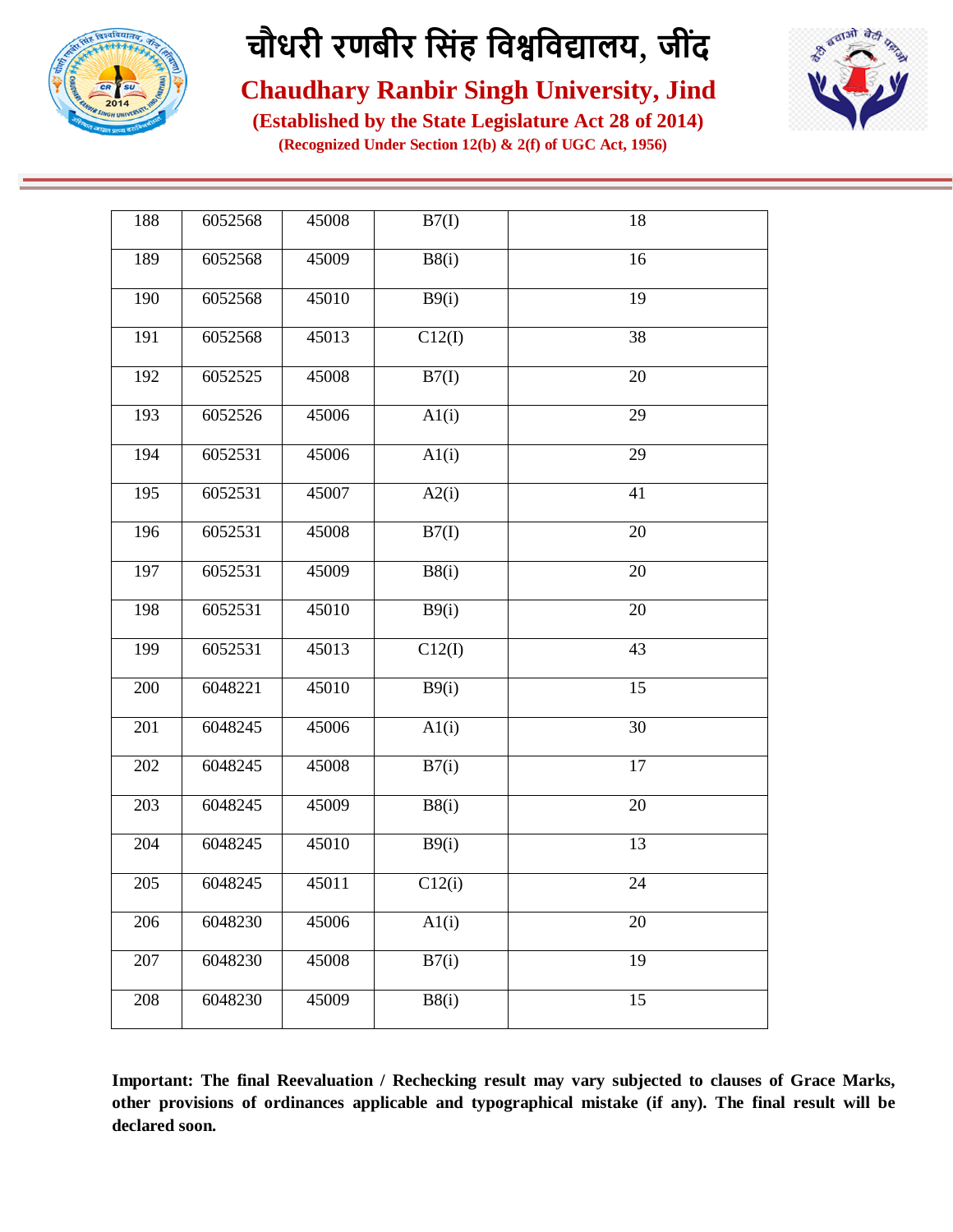| 188 | 6052568 | 45008 | B7(I) | 18 |
|---|---|---|---|---|
| 189 | 6052568 | 45009 | B8(i) | 16 |
| 190 | 6052568 | 45010 | B9(i) | 19 |
| 191 | 6052568 | 45013 | C12(I) | 38 |
| 192 | 6052525 | 45008 | B7(I) | 20 |
| 193 | 6052526 | 45006 | A1(i) | 29 |
| 194 | 6052531 | 45006 | A1(i) | 29 |
| 195 | 6052531 | 45007 | A2(i) | 41 |
| 196 | 6052531 | 45008 | B7(I) | 20 |
| 197 | 6052531 | 45009 | B8(i) | 20 |
| 198 | 6052531 | 45010 | B9(i) | 20 |
| 199 | 6052531 | 45013 | C12(I) | 43 |
| 200 | 6048221 | 45010 | B9(i) | 15 |
| 201 | 6048245 | 45006 | A1(i) | 30 |
| 202 | 6048245 | 45008 | B7(i) | 17 |
| 203 | 6048245 | 45009 | B8(i) | 20 |
| 204 | 6048245 | 45010 | B9(i) | 13 |
| 205 | 6048245 | 45011 | C12(i) | 24 |
| 206 | 6048230 | 45006 | A1(i) | 20 |
| 207 | 6048230 | 45008 | B7(i) | 19 |
| 208 | 6048230 | 45009 | B8(i) | 15 |

**Important: The final Reevaluation / Rechecking result may vary subjected to clauses of Grace Marks, other provisions of ordinances applicable and typographical mistake (if any). The final result will be declared soon.**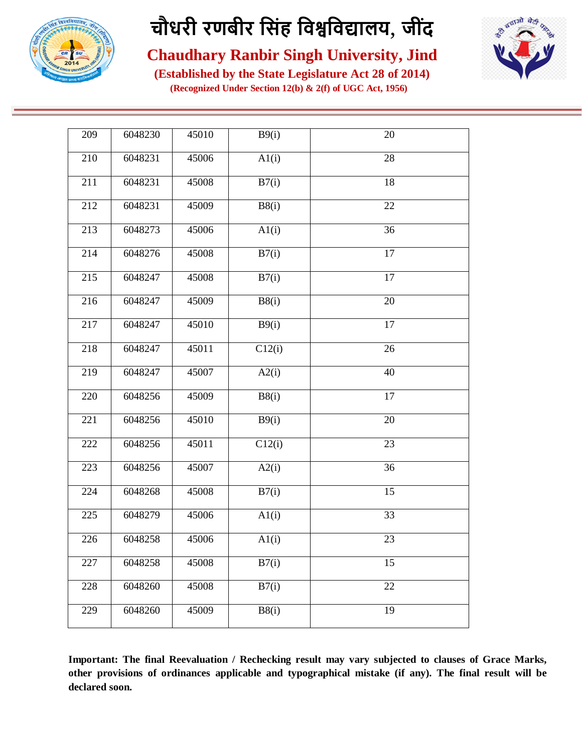# चौधरी रणबीर सिंह विश्वविद्यालय, जींद

## Chaudhary Ranbir Singh University, Jind

**(Established by the State Legislature Act 28 of 2014)**

**(Recognized Under Section 12(b) & 2(f) of UGC Act, 1956)**

| | | | | |
|---|---|---|---|---|
| 209 | 6048230 | 45010 | B9(i) | 20 |
| 210 | 6048231 | 45006 | A1(i) | 28 |
| 211 | 6048231 | 45008 | B7(i) | 18 |
| 212 | 6048231 | 45009 | B8(i) | 22 |
| 213 | 6048273 | 45006 | A1(i) | 36 |
| 214 | 6048276 | 45008 | B7(i) | 17 |
| 215 | 6048247 | 45008 | B7(i) | 17 |
| 216 | 6048247 | 45009 | B8(i) | 20 |
| 217 | 6048247 | 45010 | B9(i) | 17 |
| 218 | 6048247 | 45011 | C12(i) | 26 |
| 219 | 6048247 | 45007 | A2(i) | 40 |
| 220 | 6048256 | 45009 | B8(i) | 17 |
| 221 | 6048256 | 45010 | B9(i) | 20 |
| 222 | 6048256 | 45011 | C12(i) | 23 |
| 223 | 6048256 | 45007 | A2(i) | 36 |
| 224 | 6048268 | 45008 | B7(i) | 15 |
| 225 | 6048279 | 45006 | A1(i) | 33 |
| 226 | 6048258 | 45006 | A1(i) | 23 |
| 227 | 6048258 | 45008 | B7(i) | 15 |
| 228 | 6048260 | 45008 | B7(i) | 22 |
| 229 | 6048260 | 45009 | B8(i) | 19 |

**Important: The final Reevaluation / Rechecking result may vary subjected to clauses of Grace Marks, other provisions of ordinances applicable and typographical mistake (if any). The final result will be declared soon.**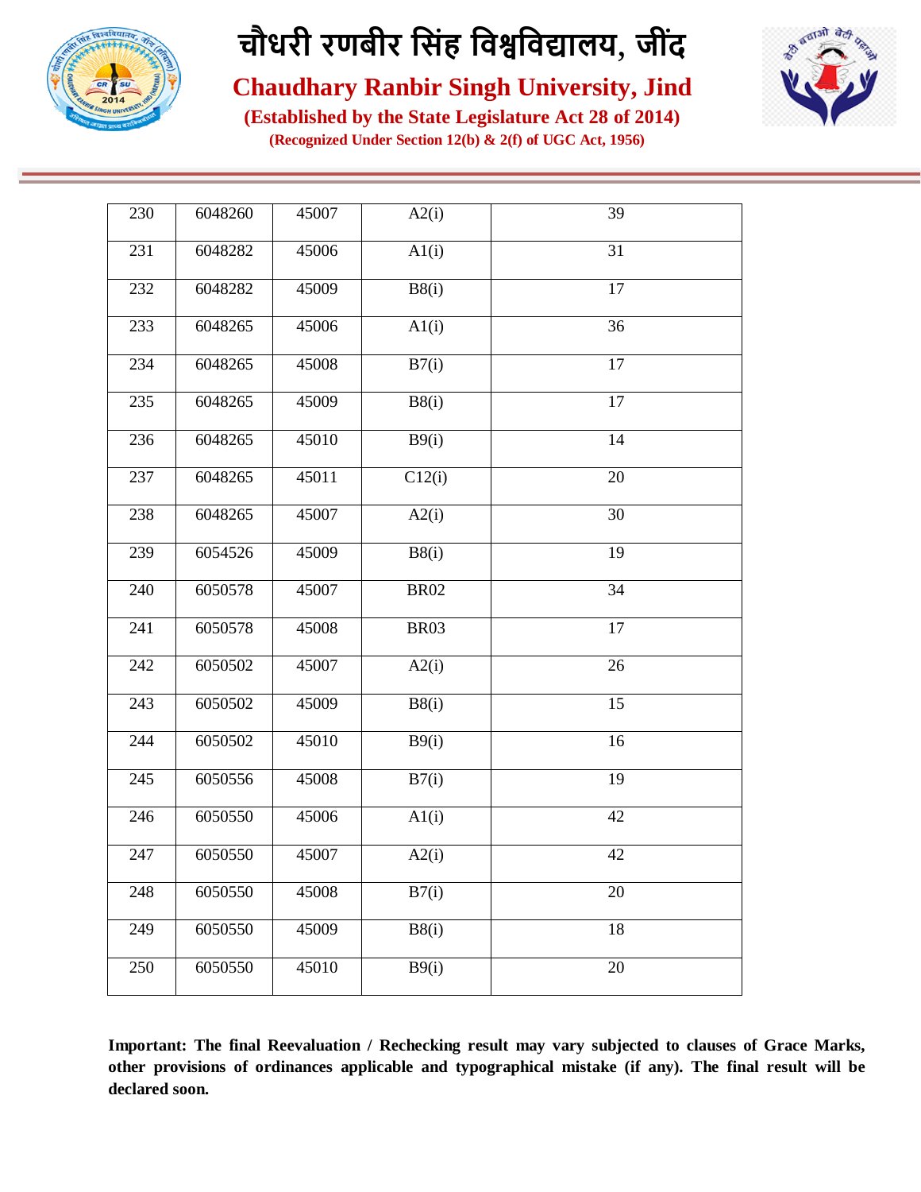# चौधरी रणबीर सिंह विश्वविद्यालय, जींद

## Chaudhary Ranbir Singh University, Jind

**(Established by the State Legislature Act 28 of 2014)**

**(Recognized Under Section 12(b) & 2(f) of UGC Act, 1956)**

| 230 | 6048260 | 45007 | A2(i) | 39 |
|---|---|---|---|---|
| 231 | 6048282 | 45006 | A1(i) | 31 |
| 232 | 6048282 | 45009 | B8(i) | 17 |
| 233 | 6048265 | 45006 | A1(i) | 36 |
| 234 | 6048265 | 45008 | B7(i) | 17 |
| 235 | 6048265 | 45009 | B8(i) | 17 |
| 236 | 6048265 | 45010 | B9(i) | 14 |
| 237 | 6048265 | 45011 | C12(i) | 20 |
| 238 | 6048265 | 45007 | A2(i) | 30 |
| 239 | 6054526 | 45009 | B8(i) | 19 |
| 240 | 6050578 | 45007 | BR02 | 34 |
| 241 | 6050578 | 45008 | BR03 | 17 |
| 242 | 6050502 | 45007 | A2(i) | 26 |
| 243 | 6050502 | 45009 | B8(i) | 15 |
| 244 | 6050502 | 45010 | B9(i) | 16 |
| 245 | 6050556 | 45008 | B7(i) | 19 |
| 246 | 6050550 | 45006 | A1(i) | 42 |
| 247 | 6050550 | 45007 | A2(i) | 42 |
| 248 | 6050550 | 45008 | B7(i) | 20 |
| 249 | 6050550 | 45009 | B8(i) | 18 |
| 250 | 6050550 | 45010 | B9(i) | 20 |

**Important: The final Reevaluation / Rechecking result may vary subjected to clauses of Grace Marks, other provisions of ordinances applicable and typographical mistake (if any). The final result will be declared soon.**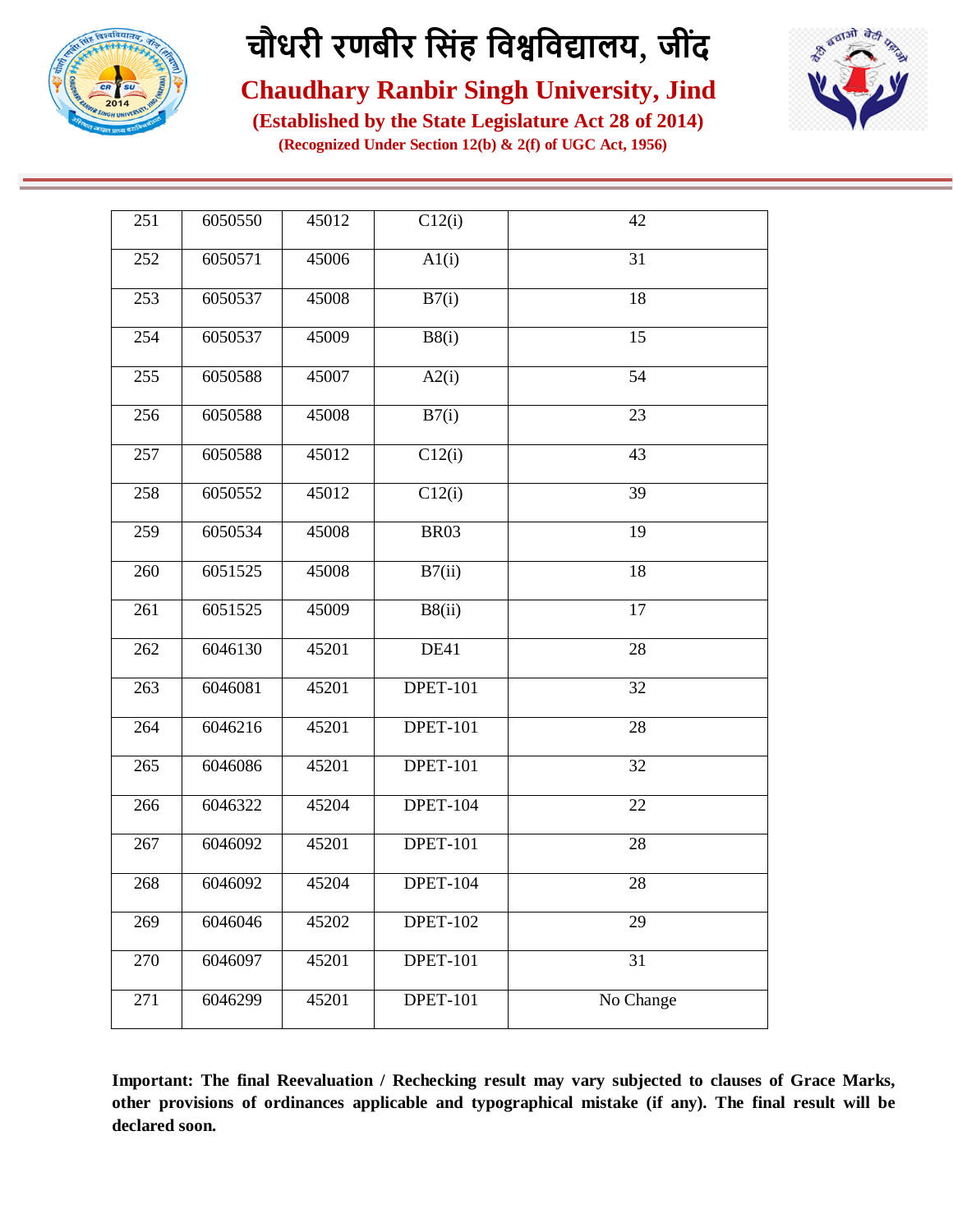# चौधरी रणबीर सिंह विश्वविद्यालय, जींद

## Chaudhary Ranbir Singh University, Jind

**(Established by the State Legislature Act 28 of 2014)**

**(Recognized Under Section 12(b) & 2(f) of UGC Act, 1956)**

| 251 | 6050550 | 45012 | C12(i) | 42 |
|---|---|---|---|---|
| 252 | 6050571 | 45006 | A1(i) | 31 |
| 253 | 6050537 | 45008 | B7(i) | 18 |
| 254 | 6050537 | 45009 | B8(i) | 15 |
| 255 | 6050588 | 45007 | A2(i) | 54 |
| 256 | 6050588 | 45008 | B7(i) | 23 |
| 257 | 6050588 | 45012 | C12(i) | 43 |
| 258 | 6050552 | 45012 | C12(i) | 39 |
| 259 | 6050534 | 45008 | BR03 | 19 |
| 260 | 6051525 | 45008 | B7(ii) | 18 |
| 261 | 6051525 | 45009 | B8(ii) | 17 |
| 262 | 6046130 | 45201 | DE41 | 28 |
| 263 | 6046081 | 45201 | DPET-101 | 32 |
| 264 | 6046216 | 45201 | DPET-101 | 28 |
| 265 | 6046086 | 45201 | DPET-101 | 32 |
| 266 | 6046322 | 45204 | DPET-104 | 22 |
| 267 | 6046092 | 45201 | DPET-101 | 28 |
| 268 | 6046092 | 45204 | DPET-104 | 28 |
| 269 | 6046046 | 45202 | DPET-102 | 29 |
| 270 | 6046097 | 45201 | DPET-101 | 31 |
| 271 | 6046299 | 45201 | DPET-101 | No Change |

**Important: The final Reevaluation / Rechecking result may vary subjected to clauses of Grace Marks, other provisions of ordinances applicable and typographical mistake (if any). The final result will be declared soon.**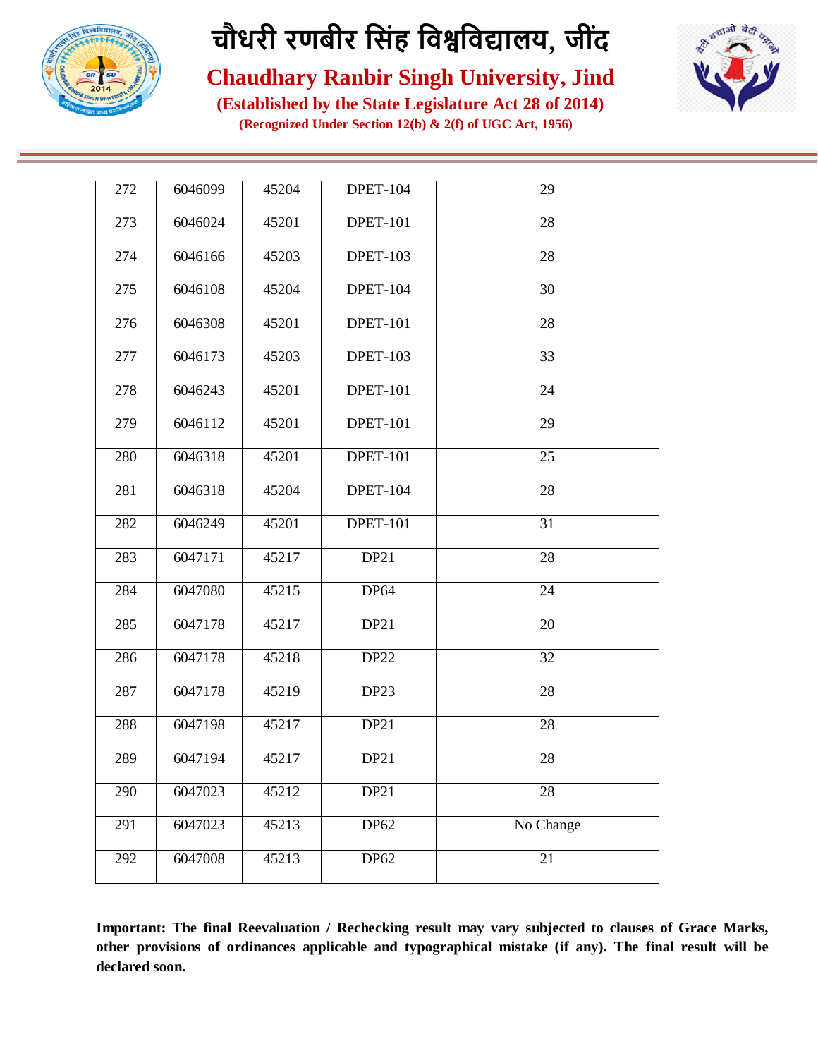# चौधरी रणबीर सिंह विश्वविद्यालय, जींद

## Chaudhary Ranbir Singh University, Jind

**(Established by the State Legislature Act 28 of 2014)**

**(Recognized Under Section 12(b) & 2(f) of UGC Act, 1956)**

| | | | | |
|---|---|---|---|---|
| 272 | 6046099 | 45204 | DPET-104 | 29 |
| 273 | 6046024 | 45201 | DPET-101 | 28 |
| 274 | 6046166 | 45203 | DPET-103 | 28 |
| 275 | 6046108 | 45204 | DPET-104 | 30 |
| 276 | 6046308 | 45201 | DPET-101 | 28 |
| 277 | 6046173 | 45203 | DPET-103 | 33 |
| 278 | 6046243 | 45201 | DPET-101 | 24 |
| 279 | 6046112 | 45201 | DPET-101 | 29 |
| 280 | 6046318 | 45201 | DPET-101 | 25 |
| 281 | 6046318 | 45204 | DPET-104 | 28 |
| 282 | 6046249 | 45201 | DPET-101 | 31 |
| 283 | 6047171 | 45217 | DP21 | 28 |
| 284 | 6047080 | 45215 | DP64 | 24 |
| 285 | 6047178 | 45217 | DP21 | 20 |
| 286 | 6047178 | 45218 | DP22 | 32 |
| 287 | 6047178 | 45219 | DP23 | 28 |
| 288 | 6047198 | 45217 | DP21 | 28 |
| 289 | 6047194 | 45217 | DP21 | 28 |
| 290 | 6047023 | 45212 | DP21 | 28 |
| 291 | 6047023 | 45213 | DP62 | No Change |
| 292 | 6047008 | 45213 | DP62 | 21 |

**Important: The final Reevaluation / Rechecking result may vary subjected to clauses of Grace Marks, other provisions of ordinances applicable and typographical mistake (if any). The final result will be declared soon.**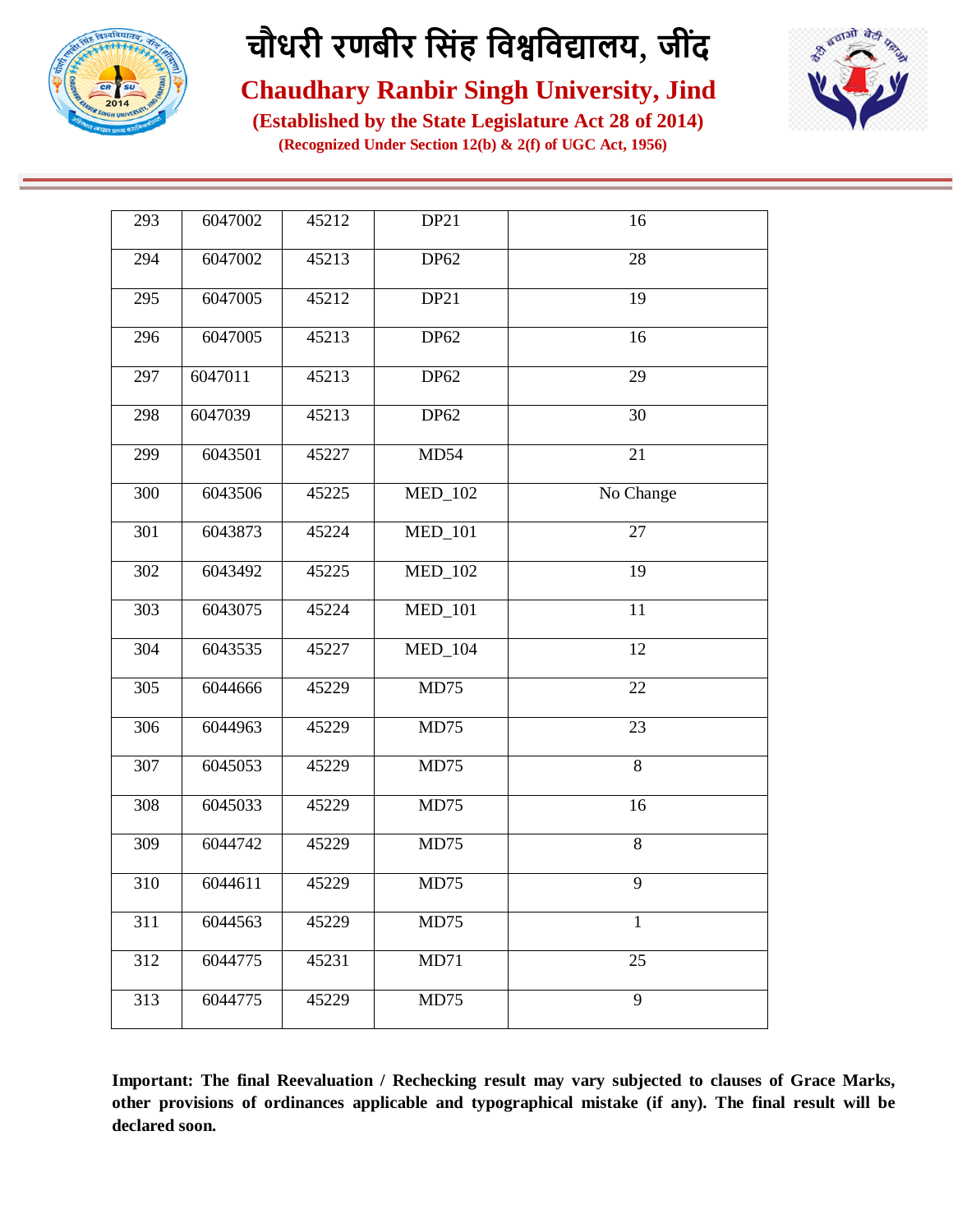| 293 | 6047002 | 45212 | DP21 | 16 |
|---|---|---|---|---|
| 294 | 6047002 | 45213 | DP62 | 28 |
| 295 | 6047005 | 45212 | DP21 | 19 |
| 296 | 6047005 | 45213 | DP62 | 16 |
| 297 | 6047011 | 45213 | DP62 | 29 |
| 298 | 6047039 | 45213 | DP62 | 30 |
| 299 | 6043501 | 45227 | MD54 | 21 |
| 300 | 6043506 | 45225 | MED_102 | No Change |
| 301 | 6043873 | 45224 | MED_101 | 27 |
| 302 | 6043492 | 45225 | MED_102 | 19 |
| 303 | 6043075 | 45224 | MED_101 | 11 |
| 304 | 6043535 | 45227 | MED_104 | 12 |
| 305 | 6044666 | 45229 | MD75 | 22 |
| 306 | 6044963 | 45229 | MD75 | 23 |
| 307 | 6045053 | 45229 | MD75 | 8 |
| 308 | 6045033 | 45229 | MD75 | 16 |
| 309 | 6044742 | 45229 | MD75 | 8 |
| 310 | 6044611 | 45229 | MD75 | 9 |
| 311 | 6044563 | 45229 | MD75 | 1 |
| 312 | 6044775 | 45231 | MD71 | 25 |
| 313 | 6044775 | 45229 | MD75 | 9 |

**Important: The final Reevaluation / Rechecking result may vary subjected to clauses of Grace Marks, other provisions of ordinances applicable and typographical mistake (if any). The final result will be declared soon.**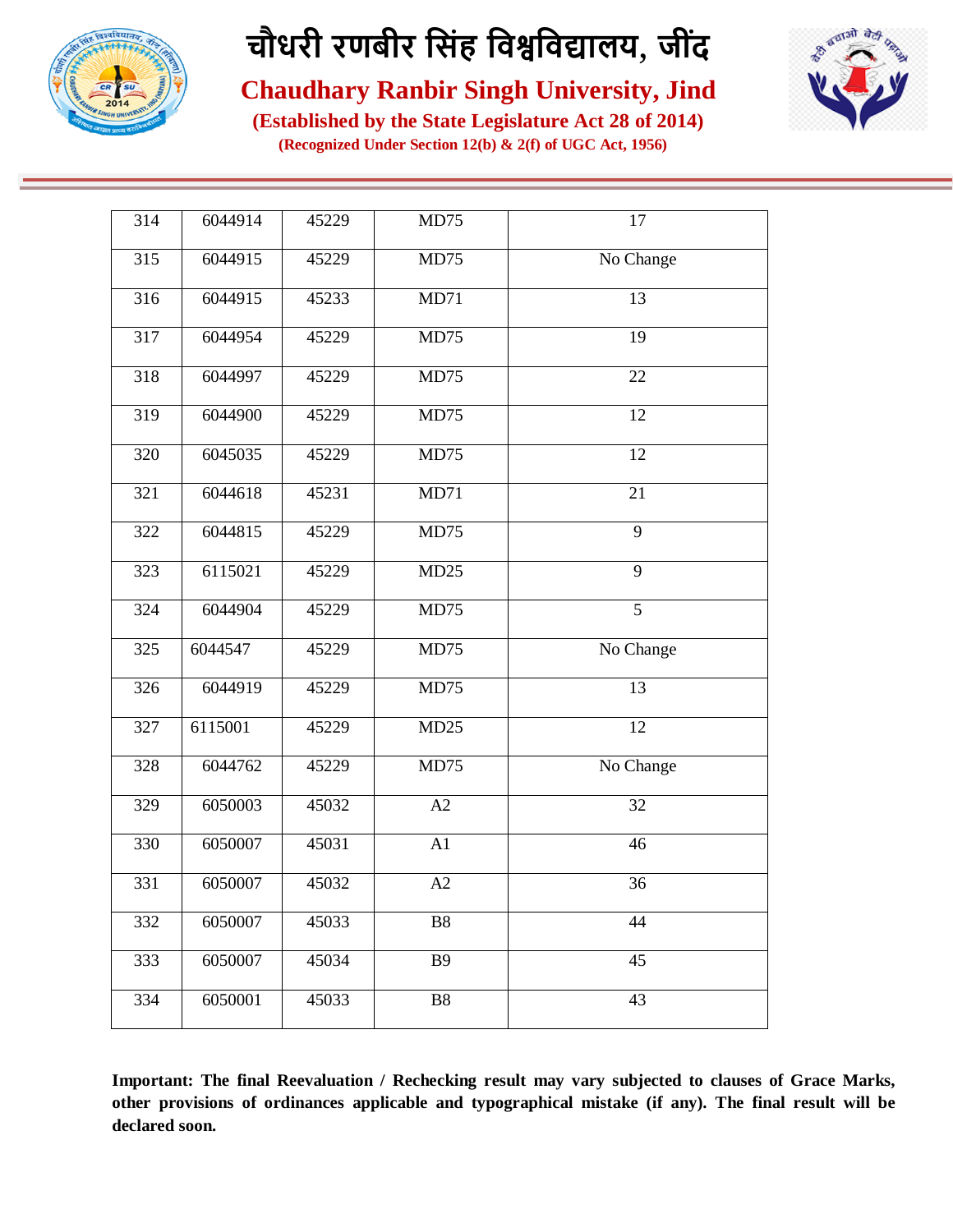| 314 | 6044914 | 45229 | MD75 | 17 |
|---|---|---|---|---|
| 315 | 6044915 | 45229 | MD75 | No Change |
| 316 | 6044915 | 45233 | MD71 | 13 |
| 317 | 6044954 | 45229 | MD75 | 19 |
| 318 | 6044997 | 45229 | MD75 | 22 |
| 319 | 6044900 | 45229 | MD75 | 12 |
| 320 | 6045035 | 45229 | MD75 | 12 |
| 321 | 6044618 | 45231 | MD71 | 21 |
| 322 | 6044815 | 45229 | MD75 | 9 |
| 323 | 6115021 | 45229 | MD25 | 9 |
| 324 | 6044904 | 45229 | MD75 | 5 |
| 325 | 6044547 | 45229 | MD75 | No Change |
| 326 | 6044919 | 45229 | MD75 | 13 |
| 327 | 6115001 | 45229 | MD25 | 12 |
| 328 | 6044762 | 45229 | MD75 | No Change |
| 329 | 6050003 | 45032 | A2 | 32 |
| 330 | 6050007 | 45031 | A1 | 46 |
| 331 | 6050007 | 45032 | A2 | 36 |
| 332 | 6050007 | 45033 | B8 | 44 |
| 333 | 6050007 | 45034 | B9 | 45 |
| 334 | 6050001 | 45033 | B8 | 43 |

**Important: The final Reevaluation / Rechecking result may vary subjected to clauses of Grace Marks, other provisions of ordinances applicable and typographical mistake (if any). The final result will be declared soon.**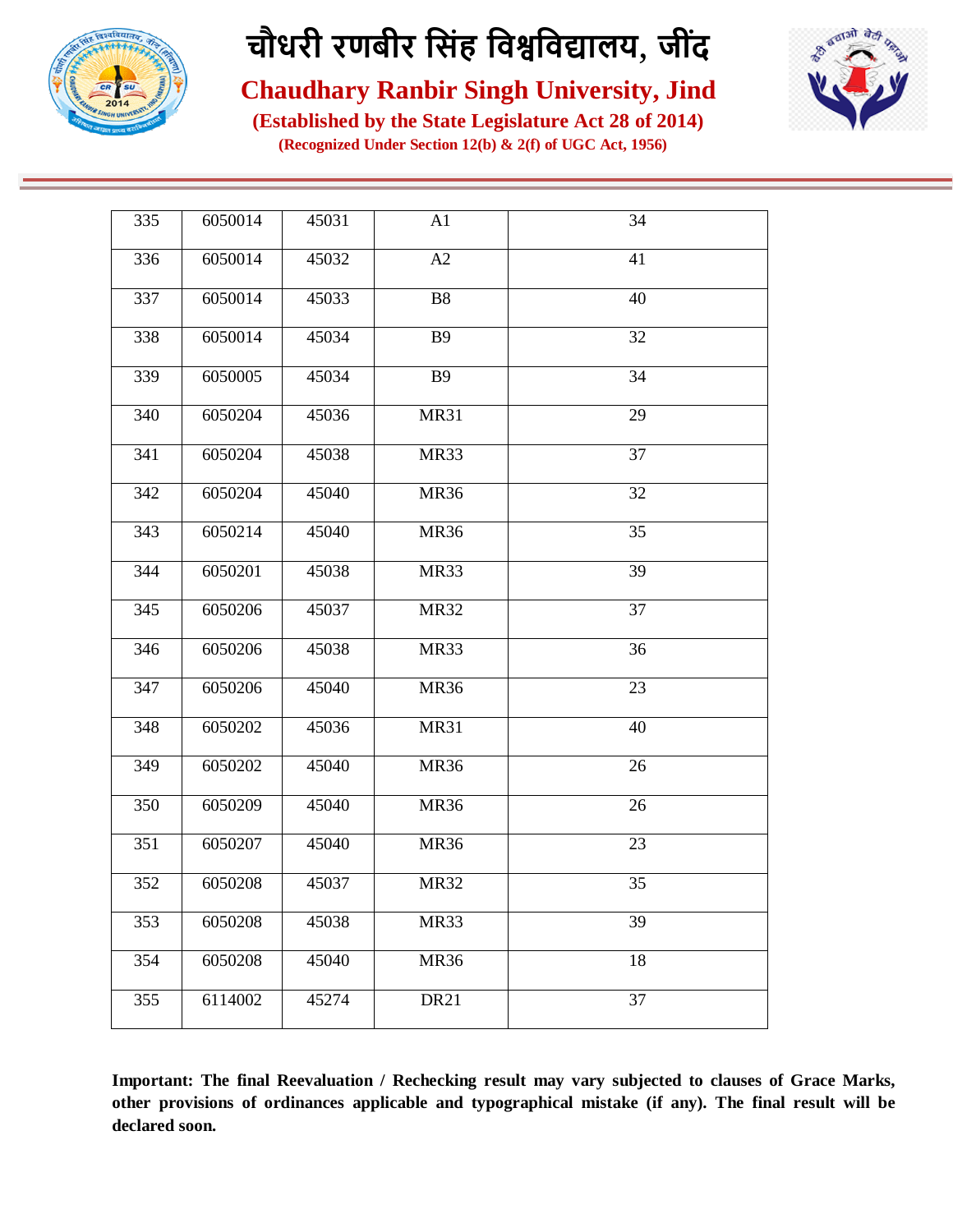# चौधरी रणबीर सिंह विश्वविद्यालय, जींद

## Chaudhary Ranbir Singh University, Jind

**(Established by the State Legislature Act 28 of 2014)**

**(Recognized Under Section 12(b) & 2(f) of UGC Act, 1956)**

| | | | | |
|---|---|---|---|---|
| 335 | 6050014 | 45031 | A1 | 34 |
| 336 | 6050014 | 45032 | A2 | 41 |
| 337 | 6050014 | 45033 | B8 | 40 |
| 338 | 6050014 | 45034 | B9 | 32 |
| 339 | 6050005 | 45034 | B9 | 34 |
| 340 | 6050204 | 45036 | MR31 | 29 |
| 341 | 6050204 | 45038 | MR33 | 37 |
| 342 | 6050204 | 45040 | MR36 | 32 |
| 343 | 6050214 | 45040 | MR36 | 35 |
| 344 | 6050201 | 45038 | MR33 | 39 |
| 345 | 6050206 | 45037 | MR32 | 37 |
| 346 | 6050206 | 45038 | MR33 | 36 |
| 347 | 6050206 | 45040 | MR36 | 23 |
| 348 | 6050202 | 45036 | MR31 | 40 |
| 349 | 6050202 | 45040 | MR36 | 26 |
| 350 | 6050209 | 45040 | MR36 | 26 |
| 351 | 6050207 | 45040 | MR36 | 23 |
| 352 | 6050208 | 45037 | MR32 | 35 |
| 353 | 6050208 | 45038 | MR33 | 39 |
| 354 | 6050208 | 45040 | MR36 | 18 |
| 355 | 6114002 | 45274 | DR21 | 37 |

**Important: The final Reevaluation / Rechecking result may vary subjected to clauses of Grace Marks, other provisions of ordinances applicable and typographical mistake (if any). The final result will be declared soon.**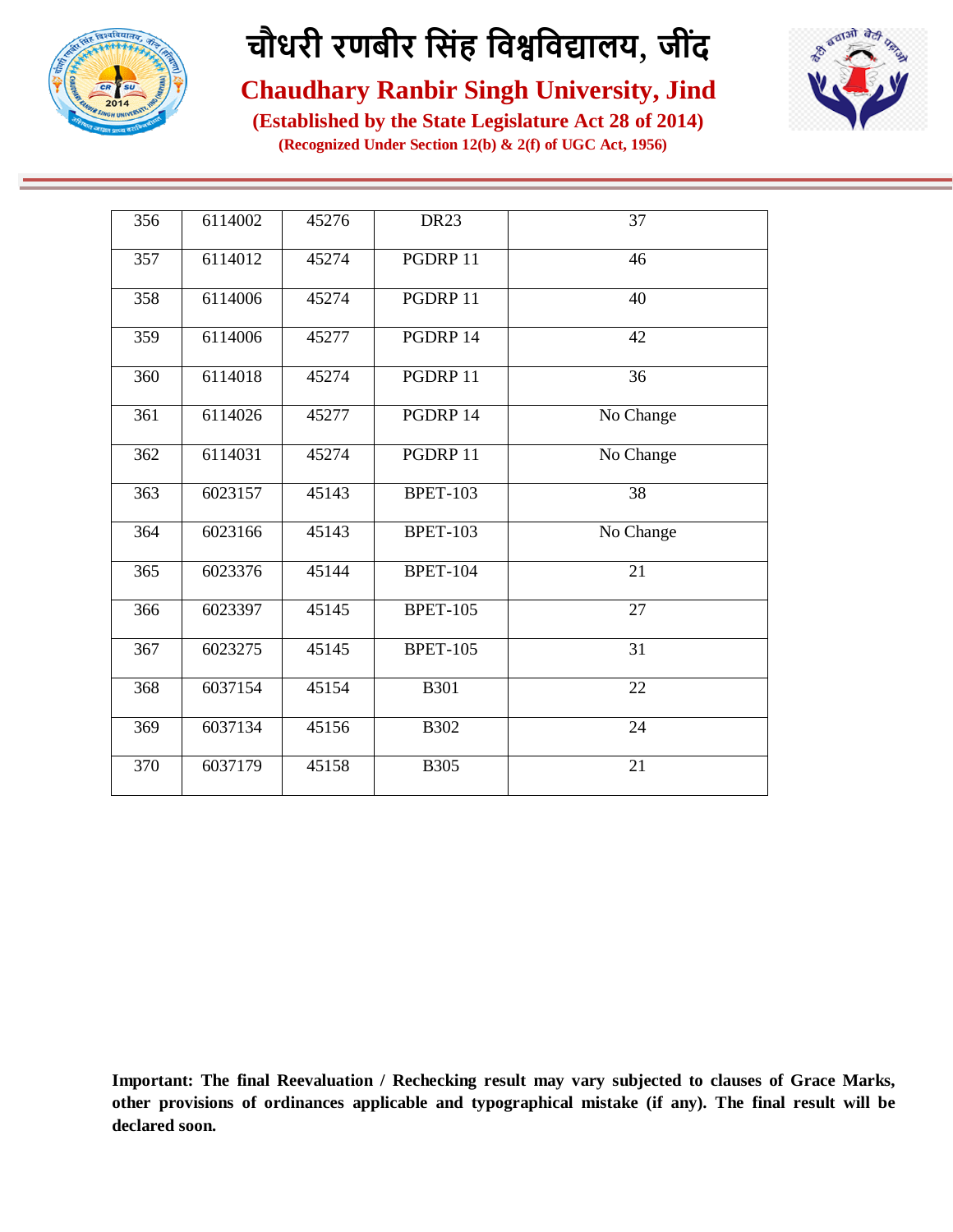| 356 | 6114002 | 45276 | DR23 | 37 |
|---|---|---|---|---|
| 357 | 6114012 | 45274 | PGDRP 11 | 46 |
| 358 | 6114006 | 45274 | PGDRP 11 | 40 |
| 359 | 6114006 | 45277 | PGDRP 14 | 42 |
| 360 | 6114018 | 45274 | PGDRP 11 | 36 |
| 361 | 6114026 | 45277 | PGDRP 14 | No Change |
| 362 | 6114031 | 45274 | PGDRP 11 | No Change |
| 363 | 6023157 | 45143 | BPET-103 | 38 |
| 364 | 6023166 | 45143 | BPET-103 | No Change |
| 365 | 6023376 | 45144 | BPET-104 | 21 |
| 366 | 6023397 | 45145 | BPET-105 | 27 |
| 367 | 6023275 | 45145 | BPET-105 | 31 |
| 368 | 6037154 | 45154 | B301 | 22 |
| 369 | 6037134 | 45156 | B302 | 24 |
| 370 | 6037179 | 45158 | B305 | 21 |

**Important: The final Reevaluation / Rechecking result may vary subjected to clauses of Grace Marks, other provisions of ordinances applicable and typographical mistake (if any). The final result will be declared soon.**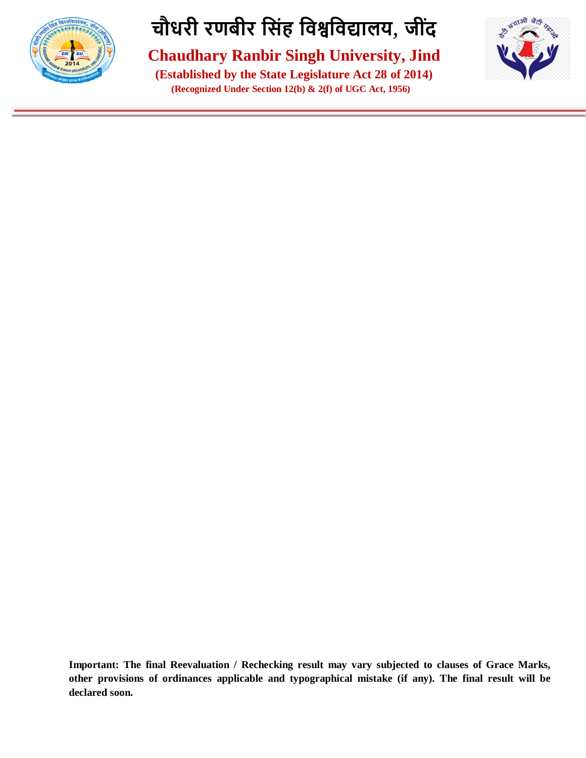# चौधरी रणबीर सिंह विश्वविद्यालय, जींद

## Chaudhary Ranbir Singh University, Jind

**(Established by the State Legislature Act 28 of 2014)**

**(Recognized Under Section 12(b) & 2(f) of UGC Act, 1956)**

**Important: The final Reevaluation / Rechecking result may vary subjected to clauses of Grace Marks, other provisions of ordinances applicable and typographical mistake (if any). The final result will be declared soon.**